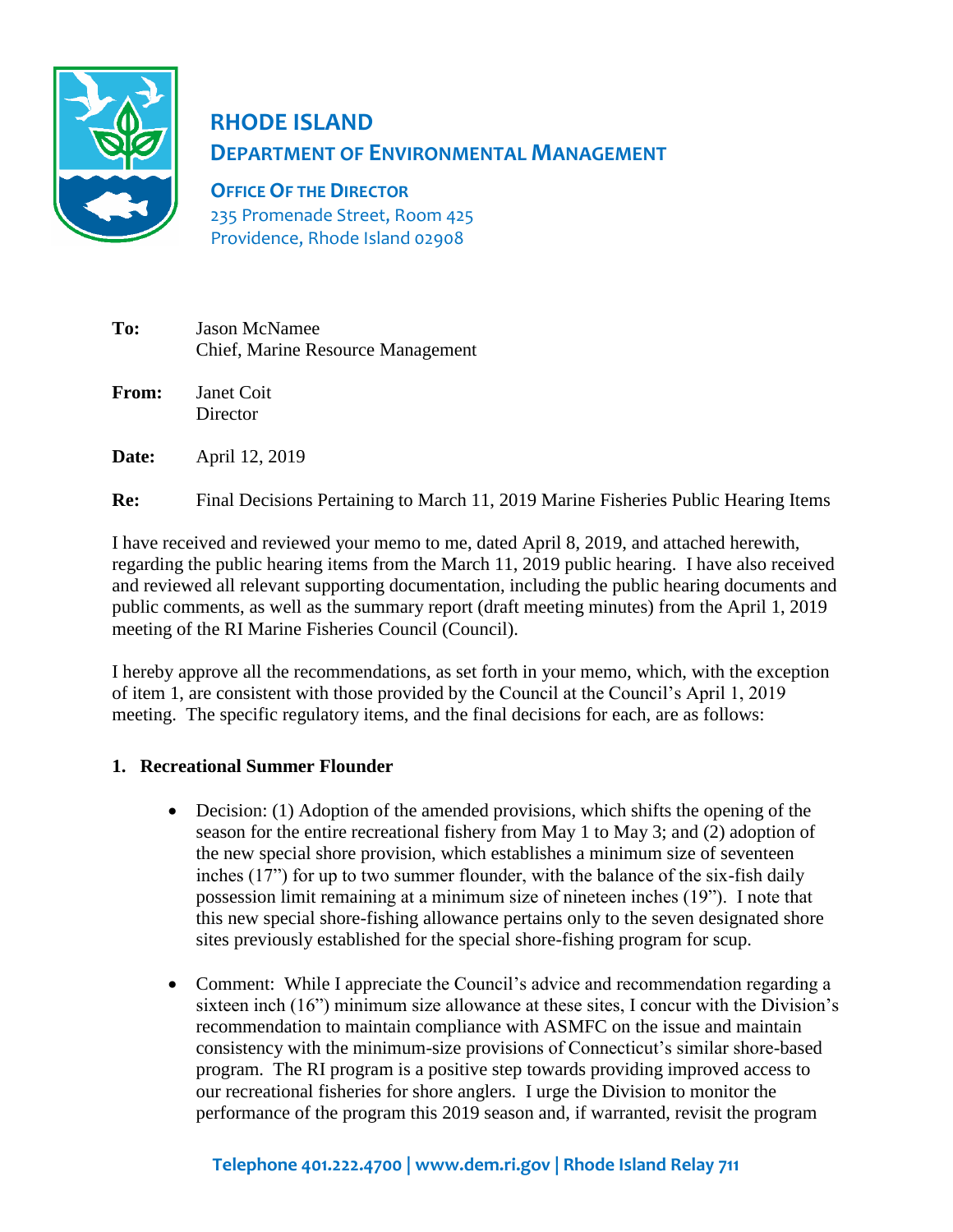# RHODE ISLAND

## DEPARTMENT OF ENVIRONMENTAL MANAGEMENT

**OFFICE OF THE DIRECTOR**
235 Promenade Street, Room 425
Providence, Rhode Island 02908

**To:** Jason McNamee
Chief, Marine Resource Management

**From:** Janet Coit
Director

**Date:** April 12, 2019

**Re:** Final Decisions Pertaining to March 11, 2019 Marine Fisheries Public Hearing Items

I have received and reviewed your memo to me, dated April 8, 2019, and attached herewith, regarding the public hearing items from the March 11, 2019 public hearing. I have also received and reviewed all relevant supporting documentation, including the public hearing documents and public comments, as well as the summary report (draft meeting minutes) from the April 1, 2019 meeting of the RI Marine Fisheries Council (Council).

I hereby approve all the recommendations, as set forth in your memo, which, with the exception of item 1, are consistent with those provided by the Council at the Council's April 1, 2019 meeting. The specific regulatory items, and the final decisions for each, are as follows:

**1. Recreational Summer Flounder**

- Decision: (1) Adoption of the amended provisions, which shifts the opening of the season for the entire recreational fishery from May 1 to May 3; and (2) adoption of the new special shore provision, which establishes a minimum size of seventeen inches (17") for up to two summer flounder, with the balance of the six-fish daily possession limit remaining at a minimum size of nineteen inches (19"). I note that this new special shore-fishing allowance pertains only to the seven designated shore sites previously established for the special shore-fishing program for scup.

- Comment: While I appreciate the Council's advice and recommendation regarding a sixteen inch (16") minimum size allowance at these sites, I concur with the Division's recommendation to maintain compliance with ASMFC on the issue and maintain consistency with the minimum-size provisions of Connecticut's similar shore-based program. The RI program is a positive step towards providing improved access to our recreational fisheries for shore anglers. I urge the Division to monitor the performance of the program this 2019 season and, if warranted, revisit the program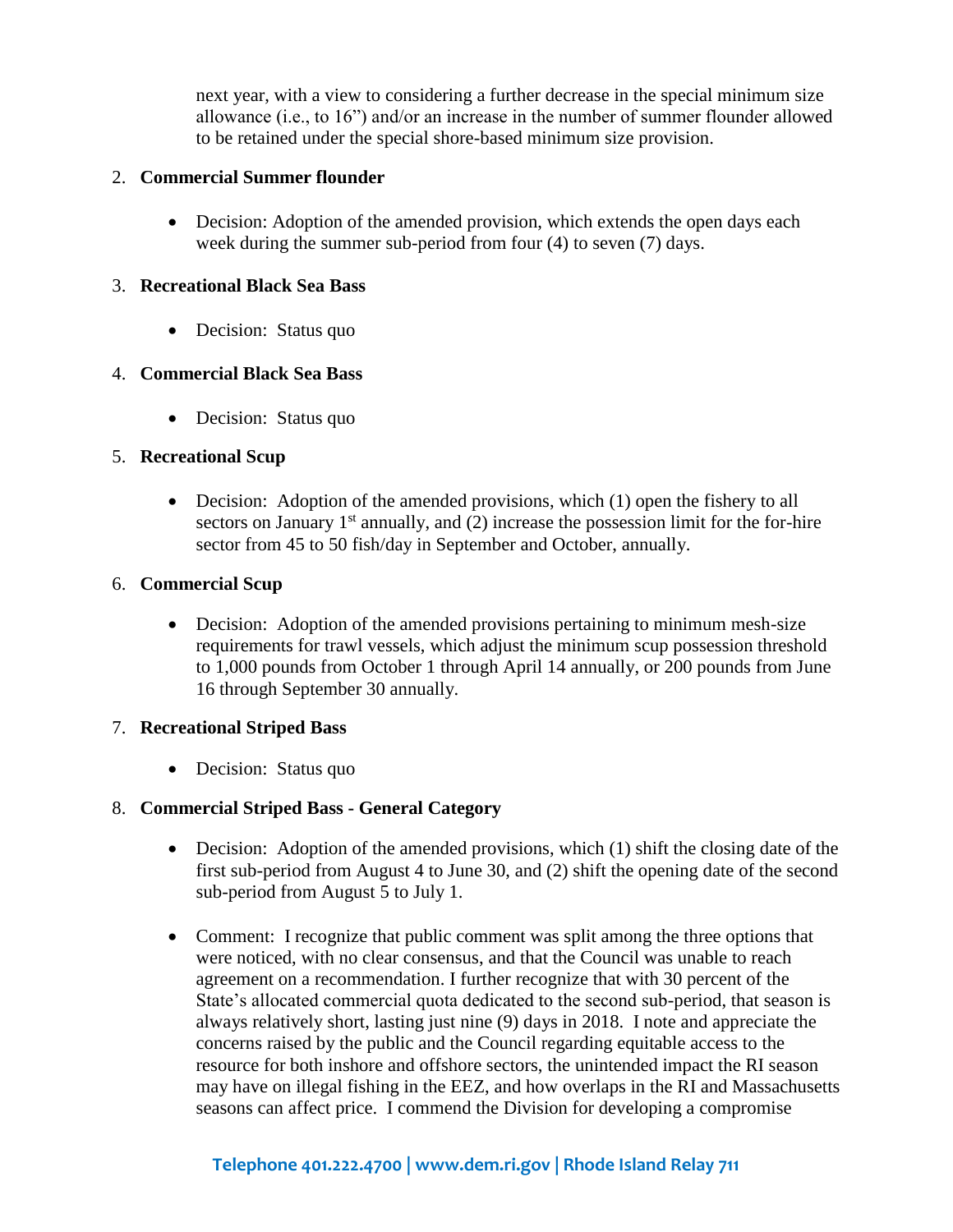next year, with a view to considering a further decrease in the special minimum size allowance (i.e., to 16") and/or an increase in the number of summer flounder allowed to be retained under the special shore-based minimum size provision.

2. **Commercial Summer flounder**

    - Decision: Adoption of the amended provision, which extends the open days each week during the summer sub-period from four (4) to seven (7) days.

3. **Recreational Black Sea Bass**

    - Decision: Status quo

4. **Commercial Black Sea Bass**

    - Decision: Status quo

5. **Recreational Scup**

    - Decision: Adoption of the amended provisions, which (1) open the fishery to all sectors on January 1st annually, and (2) increase the possession limit for the for-hire sector from 45 to 50 fish/day in September and October, annually.

6. **Commercial Scup**

    - Decision: Adoption of the amended provisions pertaining to minimum mesh-size requirements for trawl vessels, which adjust the minimum scup possession threshold to 1,000 pounds from October 1 through April 14 annually, or 200 pounds from June 16 through September 30 annually.

7. **Recreational Striped Bass**

    - Decision: Status quo

8. **Commercial Striped Bass - General Category**

    - Decision: Adoption of the amended provisions, which (1) shift the closing date of the first sub-period from August 4 to June 30, and (2) shift the opening date of the second sub-period from August 5 to July 1.

    - Comment: I recognize that public comment was split among the three options that were noticed, with no clear consensus, and that the Council was unable to reach agreement on a recommendation. I further recognize that with 30 percent of the State's allocated commercial quota dedicated to the second sub-period, that season is always relatively short, lasting just nine (9) days in 2018. I note and appreciate the concerns raised by the public and the Council regarding equitable access to the resource for both inshore and offshore sectors, the unintended impact the RI season may have on illegal fishing in the EEZ, and how overlaps in the RI and Massachusetts seasons can affect price. I commend the Division for developing a compromise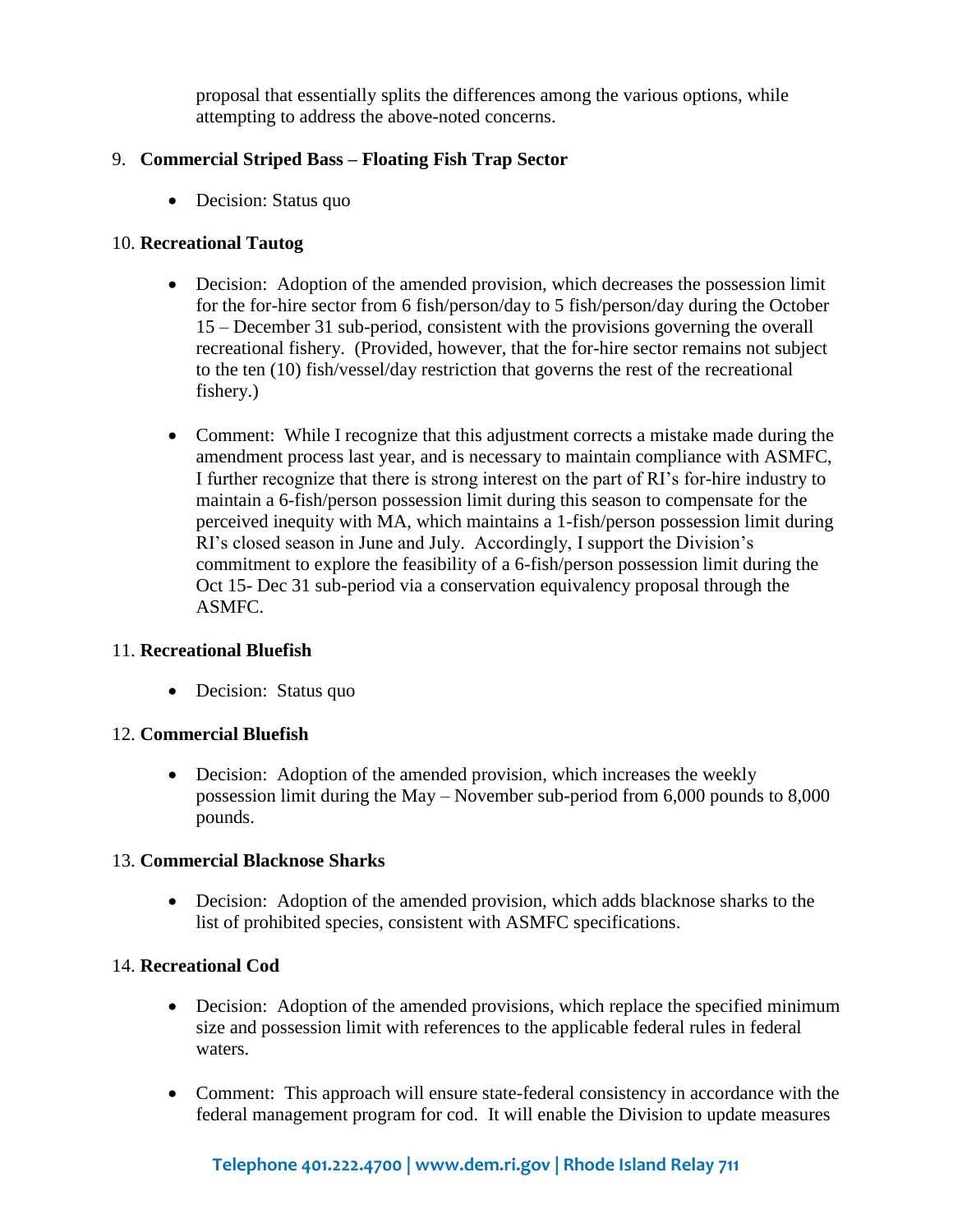proposal that essentially splits the differences among the various options, while attempting to address the above-noted concerns.

9. **Commercial Striped Bass – Floating Fish Trap Sector**

    - Decision: Status quo

10. **Recreational Tautog**

    - Decision: Adoption of the amended provision, which decreases the possession limit for the for-hire sector from 6 fish/person/day to 5 fish/person/day during the October 15 – December 31 sub-period, consistent with the provisions governing the overall recreational fishery. (Provided, however, that the for-hire sector remains not subject to the ten (10) fish/vessel/day restriction that governs the rest of the recreational fishery.)

    - Comment: While I recognize that this adjustment corrects a mistake made during the amendment process last year, and is necessary to maintain compliance with ASMFC, I further recognize that there is strong interest on the part of RI's for-hire industry to maintain a 6-fish/person possession limit during this season to compensate for the perceived inequity with MA, which maintains a 1-fish/person possession limit during RI's closed season in June and July. Accordingly, I support the Division's commitment to explore the feasibility of a 6-fish/person possession limit during the Oct 15- Dec 31 sub-period via a conservation equivalency proposal through the ASMFC.

11. **Recreational Bluefish**

    - Decision: Status quo

12. **Commercial Bluefish**

    - Decision: Adoption of the amended provision, which increases the weekly possession limit during the May – November sub-period from 6,000 pounds to 8,000 pounds.

13. **Commercial Blacknose Sharks**

    - Decision: Adoption of the amended provision, which adds blacknose sharks to the list of prohibited species, consistent with ASMFC specifications.

14. **Recreational Cod**

    - Decision: Adoption of the amended provisions, which replace the specified minimum size and possession limit with references to the applicable federal rules in federal waters.

    - Comment: This approach will ensure state-federal consistency in accordance with the federal management program for cod. It will enable the Division to update measures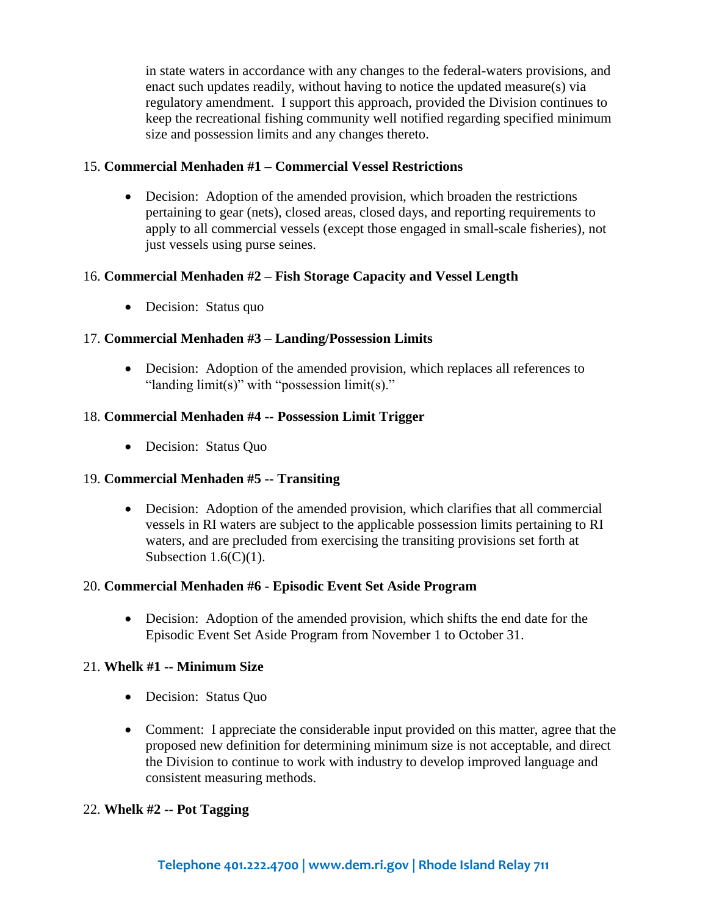in state waters in accordance with any changes to the federal-waters provisions, and enact such updates readily, without having to notice the updated measure(s) via regulatory amendment. I support this approach, provided the Division continues to keep the recreational fishing community well notified regarding specified minimum size and possession limits and any changes thereto.

15. **Commercial Menhaden #1 – Commercial Vessel Restrictions**

    - Decision: Adoption of the amended provision, which broaden the restrictions pertaining to gear (nets), closed areas, closed days, and reporting requirements to apply to all commercial vessels (except those engaged in small-scale fisheries), not just vessels using purse seines.

16. **Commercial Menhaden #2 – Fish Storage Capacity and Vessel Length**

    - Decision: Status quo

17. **Commercial Menhaden #3** – **Landing/Possession Limits**

    - Decision: Adoption of the amended provision, which replaces all references to "landing limit(s)" with "possession limit(s)."

18. **Commercial Menhaden #4 -- Possession Limit Trigger**

    - Decision: Status Quo

19. **Commercial Menhaden #5 -- Transiting**

    - Decision: Adoption of the amended provision, which clarifies that all commercial vessels in RI waters are subject to the applicable possession limits pertaining to RI waters, and are precluded from exercising the transiting provisions set forth at Subsection 1.6(C)(1).

20. **Commercial Menhaden #6 - Episodic Event Set Aside Program**

    - Decision: Adoption of the amended provision, which shifts the end date for the Episodic Event Set Aside Program from November 1 to October 31.

21. **Whelk #1 -- Minimum Size**

    - Decision: Status Quo
    - Comment: I appreciate the considerable input provided on this matter, agree that the proposed new definition for determining minimum size is not acceptable, and direct the Division to continue to work with industry to develop improved language and consistent measuring methods.

22. **Whelk #2 -- Pot Tagging**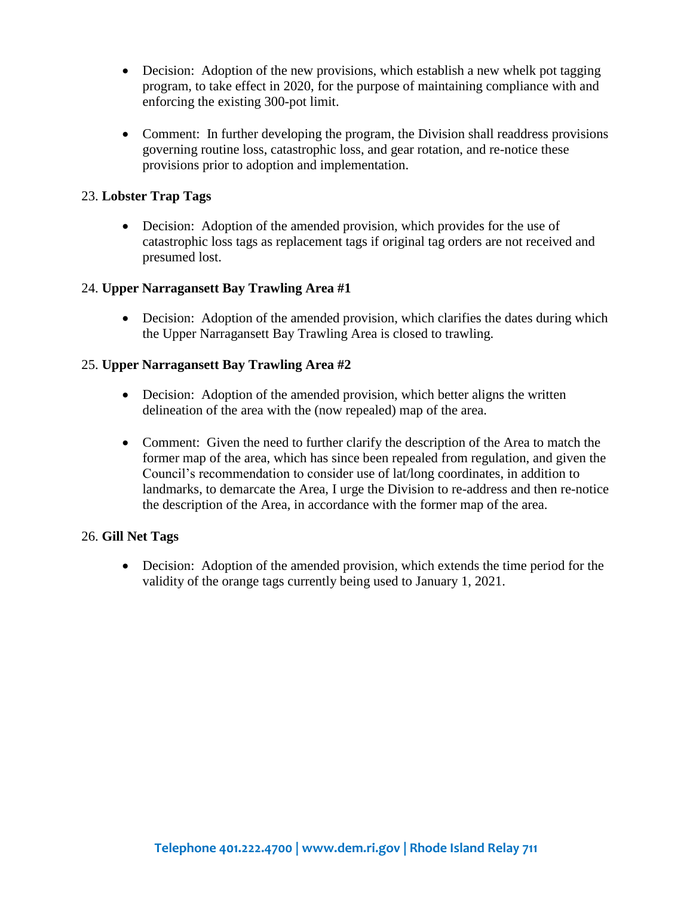- Decision: Adoption of the new provisions, which establish a new whelk pot tagging program, to take effect in 2020, for the purpose of maintaining compliance with and enforcing the existing 300-pot limit.

- Comment: In further developing the program, the Division shall readdress provisions governing routine loss, catastrophic loss, and gear rotation, and re-notice these provisions prior to adoption and implementation.

23. **Lobster Trap Tags**

- Decision: Adoption of the amended provision, which provides for the use of catastrophic loss tags as replacement tags if original tag orders are not received and presumed lost.

24. **Upper Narragansett Bay Trawling Area #1**

- Decision: Adoption of the amended provision, which clarifies the dates during which the Upper Narragansett Bay Trawling Area is closed to trawling.

25. **Upper Narragansett Bay Trawling Area #2**

- Decision: Adoption of the amended provision, which better aligns the written delineation of the area with the (now repealed) map of the area.

- Comment: Given the need to further clarify the description of the Area to match the former map of the area, which has since been repealed from regulation, and given the Council's recommendation to consider use of lat/long coordinates, in addition to landmarks, to demarcate the Area, I urge the Division to re-address and then re-notice the description of the Area, in accordance with the former map of the area.

26. **Gill Net Tags**

- Decision: Adoption of the amended provision, which extends the time period for the validity of the orange tags currently being used to January 1, 2021.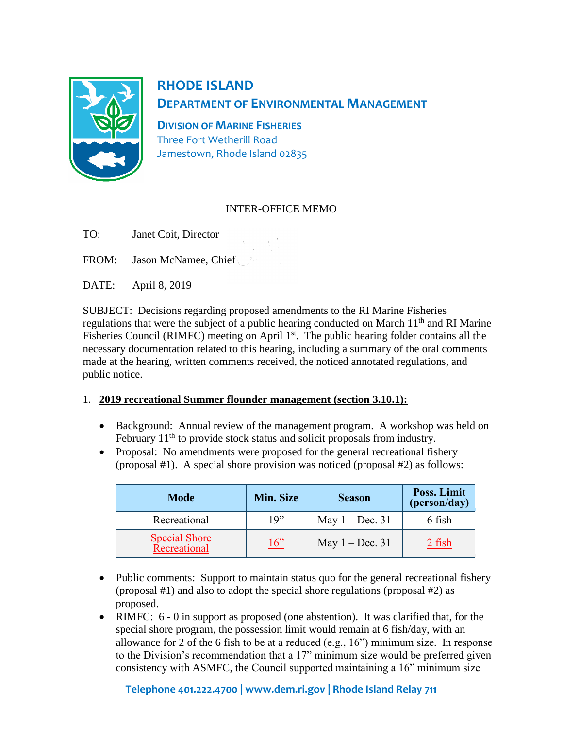# RHODE ISLAND

## DEPARTMENT OF ENVIRONMENTAL MANAGEMENT

### DIVISION OF MARINE FISHERIES

Three Fort Wetherill Road
Jamestown, Rhode Island 02835

INTER-OFFICE MEMO

TO: Janet Coit, Director

FROM: Jason McNamee, Chief

DATE: April 8, 2019

SUBJECT: Decisions regarding proposed amendments to the RI Marine Fisheries regulations that were the subject of a public hearing conducted on March 11th and RI Marine Fisheries Council (RIMFC) meeting on April 1st. The public hearing folder contains all the necessary documentation related to this hearing, including a summary of the oral comments made at the hearing, written comments received, the noticed annotated regulations, and public notice.

1. **2019 recreational Summer flounder management (section 3.10.1):**

- Background: Annual review of the management program. A workshop was held on February 11th to provide stock status and solicit proposals from industry.
- Proposal: No amendments were proposed for the general recreational fishery (proposal #1). A special shore provision was noticed (proposal #2) as follows:

| Mode | Min. Size | Season | Poss. Limit (person/day) |
|---|---|---|---|
| Recreational | 19" | May 1 – Dec. 31 | 6 fish |
| Special Shore Recreational | 16" | May 1 – Dec. 31 | 2 fish |

- Public comments: Support to maintain status quo for the general recreational fishery (proposal #1) and also to adopt the special shore regulations (proposal #2) as proposed.
- RIMFC: 6 - 0 in support as proposed (one abstention). It was clarified that, for the special shore program, the possession limit would remain at 6 fish/day, with an allowance for 2 of the 6 fish to be at a reduced (e.g., 16") minimum size. In response to the Division's recommendation that a 17" minimum size would be preferred given consistency with ASMFC, the Council supported maintaining a 16" minimum size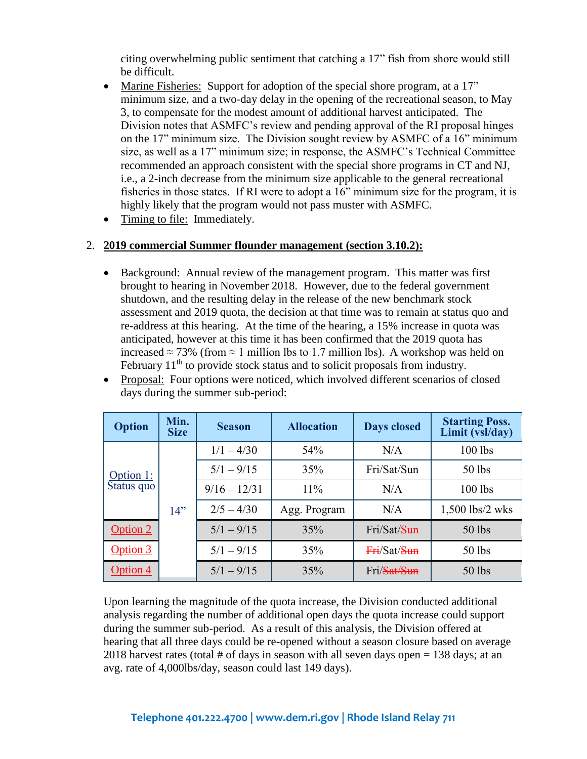citing overwhelming public sentiment that catching a 17" fish from shore would still be difficult.

- Marine Fisheries: Support for adoption of the special shore program, at a 17" minimum size, and a two-day delay in the opening of the recreational season, to May 3, to compensate for the modest amount of additional harvest anticipated. The Division notes that ASMFC's review and pending approval of the RI proposal hinges on the 17" minimum size. The Division sought review by ASMFC of a 16" minimum size, as well as a 17" minimum size; in response, the ASMFC's Technical Committee recommended an approach consistent with the special shore programs in CT and NJ, i.e., a 2-inch decrease from the minimum size applicable to the general recreational fisheries in those states. If RI were to adopt a 16" minimum size for the program, it is highly likely that the program would not pass muster with ASMFC.
- Timing to file: Immediately.

2. **2019 commercial Summer flounder management (section 3.10.2):**

- Background: Annual review of the management program. This matter was first brought to hearing in November 2018. However, due to the federal government shutdown, and the resulting delay in the release of the new benchmark stock assessment and 2019 quota, the decision at that time was to remain at status quo and re-address at this hearing. At the time of the hearing, a 15% increase in quota was anticipated, however at this time it has been confirmed that the 2019 quota has increased ≈ 73% (from ≈ 1 million lbs to 1.7 million lbs). A workshop was held on February 11th to provide stock status and to solicit proposals from industry.
- Proposal: Four options were noticed, which involved different scenarios of closed days during the summer sub-period:

| Option | Min. Size | Season | Allocation | Days closed | Starting Poss. Limit (vsl/day) |
|---|---|---|---|---|---|
| Option 1: Status quo | 14" | 1/1 – 4/30 | 54% | N/A | 100 lbs |
| | | 5/1 – 9/15 | 35% | Fri/Sat/Sun | 50 lbs |
| | | 9/16 – 12/31 | 11% | N/A | 100 lbs |
| | | 2/5 – 4/30 | Agg. Program | N/A | 1,500 lbs/2 wks |
| Option 2 | | 5/1 – 9/15 | 35% | Fri/Sat/~~Sun~~ | 50 lbs |
| Option 3 | | 5/1 – 9/15 | 35% | ~~Fri~~/Sat/~~Sun~~ | 50 lbs |
| Option 4 | | 5/1 – 9/15 | 35% | Fri/~~Sat/Sun~~ | 50 lbs |

Upon learning the magnitude of the quota increase, the Division conducted additional analysis regarding the number of additional open days the quota increase could support during the summer sub-period. As a result of this analysis, the Division offered at hearing that all three days could be re-opened without a season closure based on average 2018 harvest rates (total # of days in season with all seven days open = 138 days; at an avg. rate of 4,000lbs/day, season could last 149 days).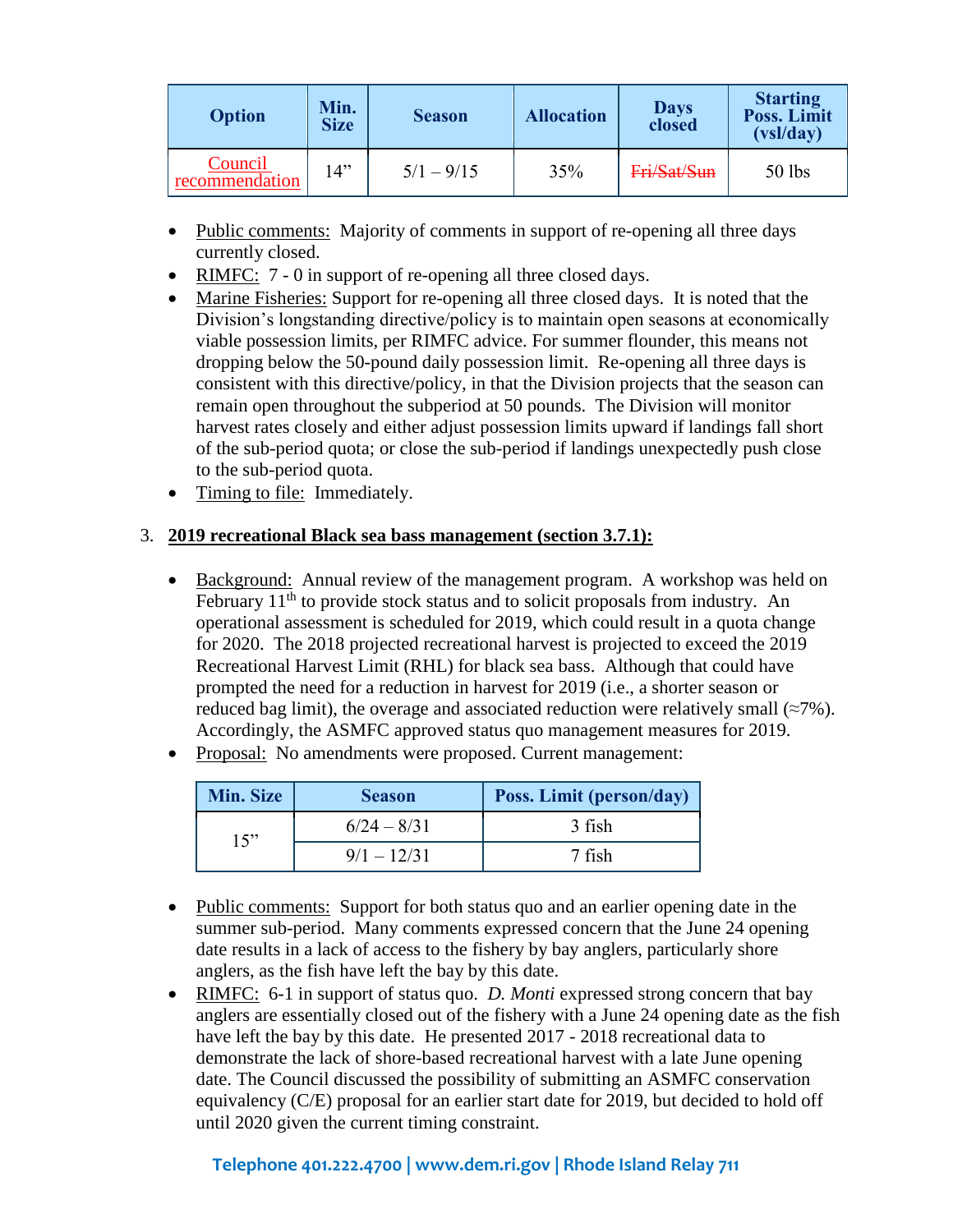| Option | Min. Size | Season | Allocation | Days closed | Starting Poss. Limit (vsl/day) |
|---|---|---|---|---|---|
| Council recommendation | 14" | 5/1 – 9/15 | 35% | ~~Fri/Sat/Sun~~ | 50 lbs |

- Public comments: Majority of comments in support of re-opening all three days currently closed.
- RIMFC: 7 - 0 in support of re-opening all three closed days.
- Marine Fisheries: Support for re-opening all three closed days. It is noted that the Division's longstanding directive/policy is to maintain open seasons at economically viable possession limits, per RIMFC advice. For summer flounder, this means not dropping below the 50-pound daily possession limit. Re-opening all three days is consistent with this directive/policy, in that the Division projects that the season can remain open throughout the subperiod at 50 pounds. The Division will monitor harvest rates closely and either adjust possession limits upward if landings fall short of the sub-period quota; or close the sub-period if landings unexpectedly push close to the sub-period quota.
- Timing to file: Immediately.

3. **2019 recreational Black sea bass management (section 3.7.1):**

- Background: Annual review of the management program. A workshop was held on February 11th to provide stock status and to solicit proposals from industry. An operational assessment is scheduled for 2019, which could result in a quota change for 2020. The 2018 projected recreational harvest is projected to exceed the 2019 Recreational Harvest Limit (RHL) for black sea bass. Although that could have prompted the need for a reduction in harvest for 2019 (i.e., a shorter season or reduced bag limit), the overage and associated reduction were relatively small (≈7%). Accordingly, the ASMFC approved status quo management measures for 2019.
- Proposal: No amendments were proposed. Current management:

| Min. Size | Season | Poss. Limit (person/day) |
|---|---|---|
| 15" | 6/24 – 8/31 | 3 fish |
| | 9/1 – 12/31 | 7 fish |

- Public comments: Support for both status quo and an earlier opening date in the summer sub-period. Many comments expressed concern that the June 24 opening date results in a lack of access to the fishery by bay anglers, particularly shore anglers, as the fish have left the bay by this date.
- RIMFC: 6-1 in support of status quo. *D. Monti* expressed strong concern that bay anglers are essentially closed out of the fishery with a June 24 opening date as the fish have left the bay by this date. He presented 2017 - 2018 recreational data to demonstrate the lack of shore-based recreational harvest with a late June opening date. The Council discussed the possibility of submitting an ASMFC conservation equivalency (C/E) proposal for an earlier start date for 2019, but decided to hold off until 2020 given the current timing constraint.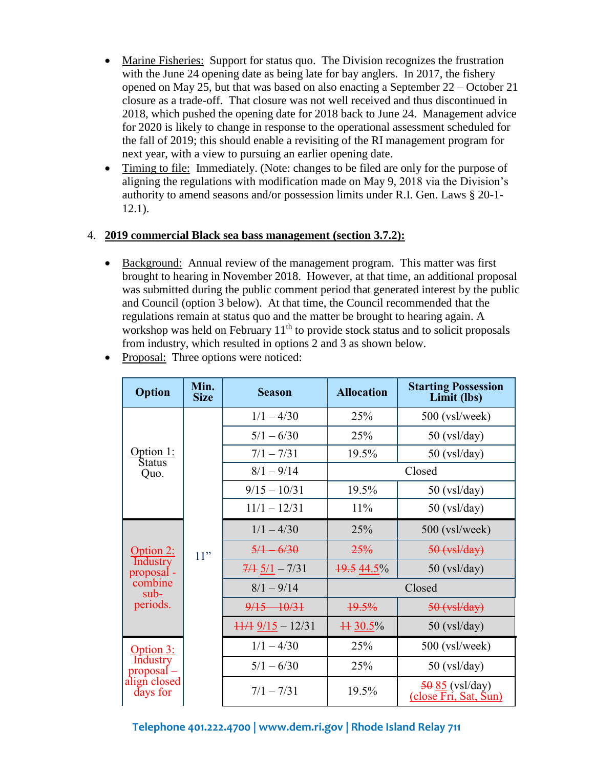- Marine Fisheries: Support for status quo. The Division recognizes the frustration with the June 24 opening date as being late for bay anglers. In 2017, the fishery opened on May 25, but that was based on also enacting a September 22 – October 21 closure as a trade-off. That closure was not well received and thus discontinued in 2018, which pushed the opening date for 2018 back to June 24. Management advice for 2020 is likely to change in response to the operational assessment scheduled for the fall of 2019; this should enable a revisiting of the RI management program for next year, with a view to pursuing an earlier opening date.
- Timing to file: Immediately. (Note: changes to be filed are only for the purpose of aligning the regulations with modification made on May 9, 2018 via the Division's authority to amend seasons and/or possession limits under R.I. Gen. Laws § 20-1-12.1).

4. **2019 commercial Black sea bass management (section 3.7.2):**

- Background: Annual review of the management program. This matter was first brought to hearing in November 2018. However, at that time, an additional proposal was submitted during the public comment period that generated interest by the public and Council (option 3 below). At that time, the Council recommended that the regulations remain at status quo and the matter be brought to hearing again. A workshop was held on February 11th to provide stock status and to solicit proposals from industry, which resulted in options 2 and 3 as shown below.
- Proposal: Three options were noticed:

| Option | Min. Size | Season | Allocation | Starting Possession Limit (lbs) |
|---|---|---|---|---|
| Option 1: Status Quo. | 11" | 1/1 – 4/30 | 25% | 500 (vsl/week) |
| | | 5/1 – 6/30 | 25% | 50 (vsl/day) |
| | | 7/1 – 7/31 | 19.5% | 50 (vsl/day) |
| | | 8/1 – 9/14 | Closed | |
| | | 9/15 – 10/31 | 19.5% | 50 (vsl/day) |
| | | 11/1 – 12/31 | 11% | 50 (vsl/day) |
| Option 2: Industry proposal - combine sub-periods. | | 1/1 – 4/30 | 25% | 500 (vsl/week) |
| | | ~~5/1 – 6/30~~ | ~~25%~~ | ~~50 (vsl/day)~~ |
| | | ~~7/1~~ 5/1 – 7/31 | ~~19.5~~ 44.5% | 50 (vsl/day) |
| | | 8/1 – 9/14 | Closed | |
| | | ~~9/15 – 10/31~~ | ~~19.5%~~ | ~~50 (vsl/day)~~ |
| | | ~~11/1~~ 9/15 – 12/31 | ~~11~~ 30.5% | 50 (vsl/day) |
| Option 3: Industry proposal – align closed days for | | 1/1 – 4/30 | 25% | 500 (vsl/week) |
| | | 5/1 – 6/30 | 25% | 50 (vsl/day) |
| | | 7/1 – 7/31 | 19.5% | ~~50~~ 85 (vsl/day) (close Fri, Sat, Sun) |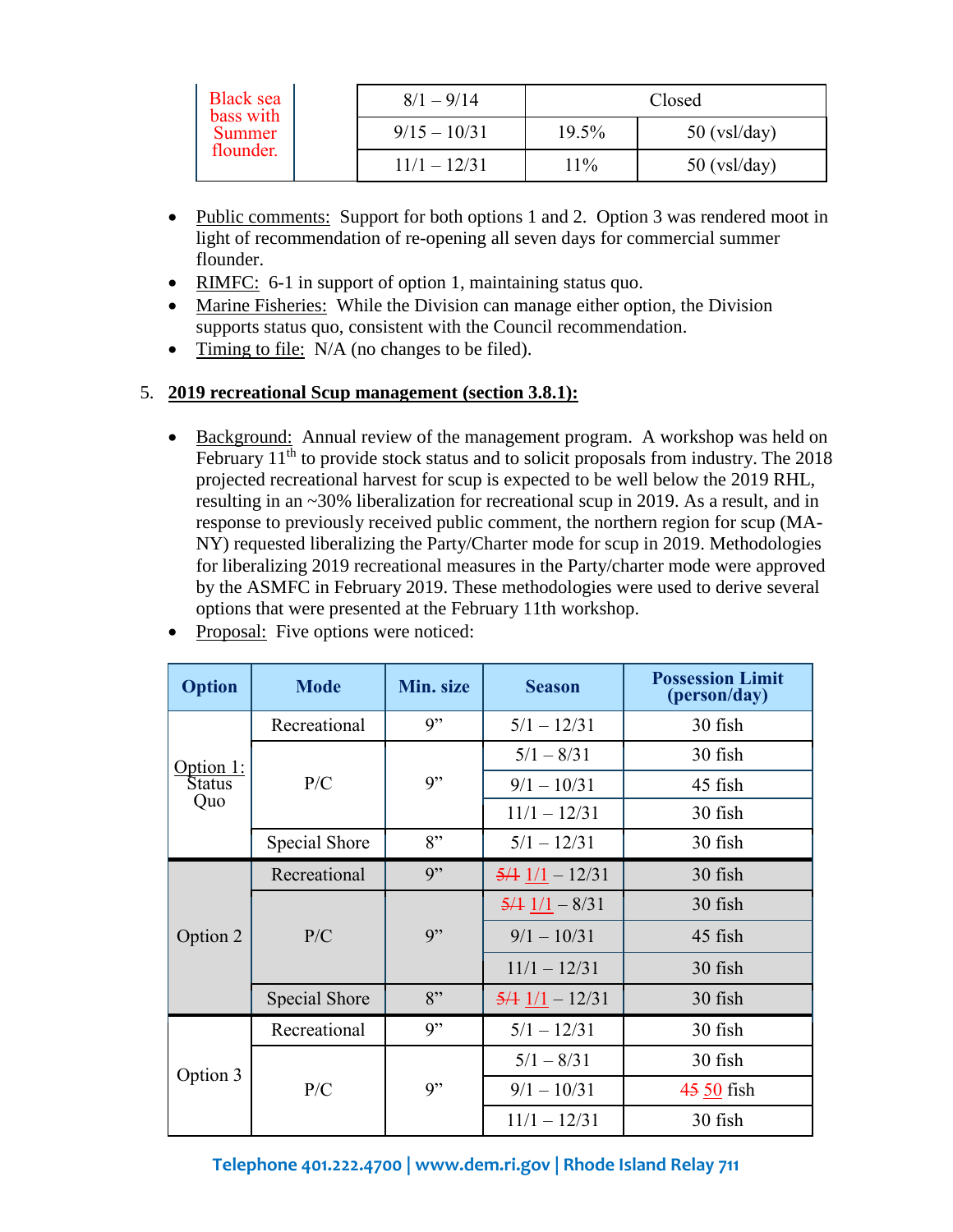| | | | | |
|---|---|---|---|---|
| Black sea bass with Summer flounder. | | 8/1 – 9/14 | Closed | |
| | | 9/15 – 10/31 | 19.5% | 50 (vsl/day) |
| | | 11/1 – 12/31 | 11% | 50 (vsl/day) |

- Public comments: Support for both options 1 and 2. Option 3 was rendered moot in light of recommendation of re-opening all seven days for commercial summer flounder.
- RIMFC: 6-1 in support of option 1, maintaining status quo.
- Marine Fisheries: While the Division can manage either option, the Division supports status quo, consistent with the Council recommendation.
- Timing to file: N/A (no changes to be filed).

5. **2019 recreational Scup management (section 3.8.1):**

- Background: Annual review of the management program. A workshop was held on February 11th to provide stock status and to solicit proposals from industry. The 2018 projected recreational harvest for scup is expected to be well below the 2019 RHL, resulting in an ~30% liberalization for recreational scup in 2019. As a result, and in response to previously received public comment, the northern region for scup (MA-NY) requested liberalizing the Party/Charter mode for scup in 2019. Methodologies for liberalizing 2019 recreational measures in the Party/charter mode were approved by the ASMFC in February 2019. These methodologies were used to derive several options that were presented at the February 11th workshop.
- Proposal: Five options were noticed:

| Option | Mode | Min. size | Season | Possession Limit (person/day) |
|---|---|---|---|---|
| Option 1: Status Quo | Recreational | 9” | 5/1 – 12/31 | 30 fish |
| | P/C | 9” | 5/1 – 8/31 | 30 fish |
| | | | 9/1 – 10/31 | 45 fish |
| | | | 11/1 – 12/31 | 30 fish |
| | Special Shore | 8” | 5/1 – 12/31 | 30 fish |
| Option 2 | Recreational | 9” | ~~5/1~~ 1/1 – 12/31 | 30 fish |
| | P/C | 9” | ~~5/1~~ 1/1 – 8/31 | 30 fish |
| | | | 9/1 – 10/31 | 45 fish |
| | | | 11/1 – 12/31 | 30 fish |
| | Special Shore | 8” | ~~5/1~~ 1/1 – 12/31 | 30 fish |
| Option 3 | Recreational | 9” | 5/1 – 12/31 | 30 fish |
| | P/C | 9” | 5/1 – 8/31 | 30 fish |
| | | | 9/1 – 10/31 | ~~45~~ 50 fish |
| | | | 11/1 – 12/31 | 30 fish |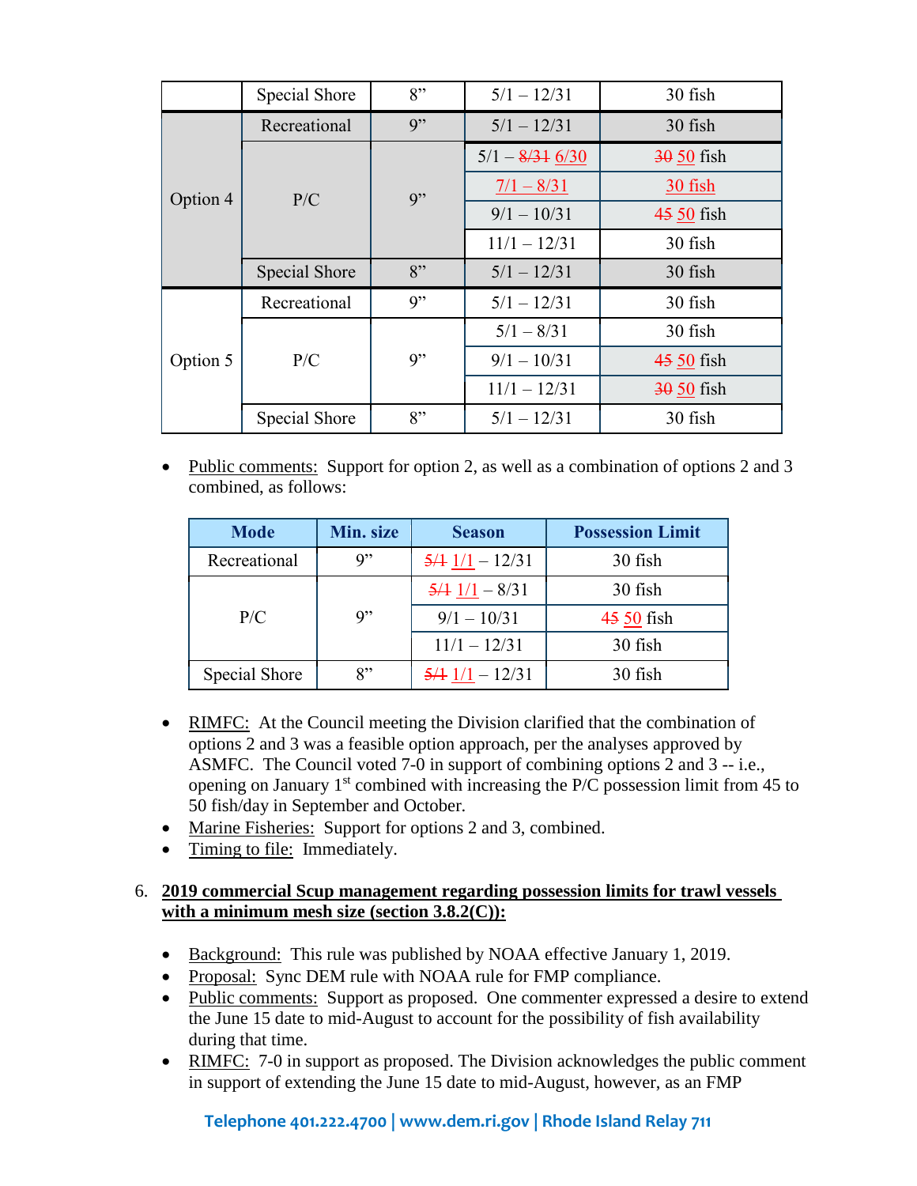| | Special Shore | 8" | 5/1 – 12/31 | 30 fish |
|---|---|---|---|---|
| Option 4 | Recreational | 9" | 5/1 – 12/31 | 30 fish |
| | P/C | 9" | 5/1 – ~~8/31~~ 6/30 | ~~30~~ 50 fish |
| | | | 7/1 – 8/31 | 30 fish |
| | | | 9/1 – 10/31 | ~~45~~ 50 fish |
| | | | 11/1 – 12/31 | 30 fish |
| | Special Shore | 8" | 5/1 – 12/31 | 30 fish |
| Option 5 | Recreational | 9" | 5/1 – 12/31 | 30 fish |
| | P/C | 9" | 5/1 – 8/31 | 30 fish |
| | | | 9/1 – 10/31 | ~~45~~ 50 fish |
| | | | 11/1 – 12/31 | ~~30~~ 50 fish |
| | Special Shore | 8" | 5/1 – 12/31 | 30 fish |

- Public comments: Support for option 2, as well as a combination of options 2 and 3 combined, as follows:

| Mode | Min. size | Season | Possession Limit |
|---|---|---|---|
| Recreational | 9" | ~~5/1~~ 1/1 – 12/31 | 30 fish |
| P/C | 9" | ~~5/1~~ 1/1 – 8/31 | 30 fish |
| | | 9/1 – 10/31 | ~~45~~ 50 fish |
| | | 11/1 – 12/31 | 30 fish |
| Special Shore | 8" | ~~5/1~~ 1/1 – 12/31 | 30 fish |

- RIMFC: At the Council meeting the Division clarified that the combination of options 2 and 3 was a feasible option approach, per the analyses approved by ASMFC. The Council voted 7-0 in support of combining options 2 and 3 -- i.e., opening on January 1st combined with increasing the P/C possession limit from 45 to 50 fish/day in September and October.
- Marine Fisheries: Support for options 2 and 3, combined.
- Timing to file: Immediately.

6. **2019 commercial Scup management regarding possession limits for trawl vessels with a minimum mesh size (section 3.8.2(C)):**

- Background: This rule was published by NOAA effective January 1, 2019.
- Proposal: Sync DEM rule with NOAA rule for FMP compliance.
- Public comments: Support as proposed. One commenter expressed a desire to extend the June 15 date to mid-August to account for the possibility of fish availability during that time.
- RIMFC: 7-0 in support as proposed. The Division acknowledges the public comment in support of extending the June 15 date to mid-August, however, as an FMP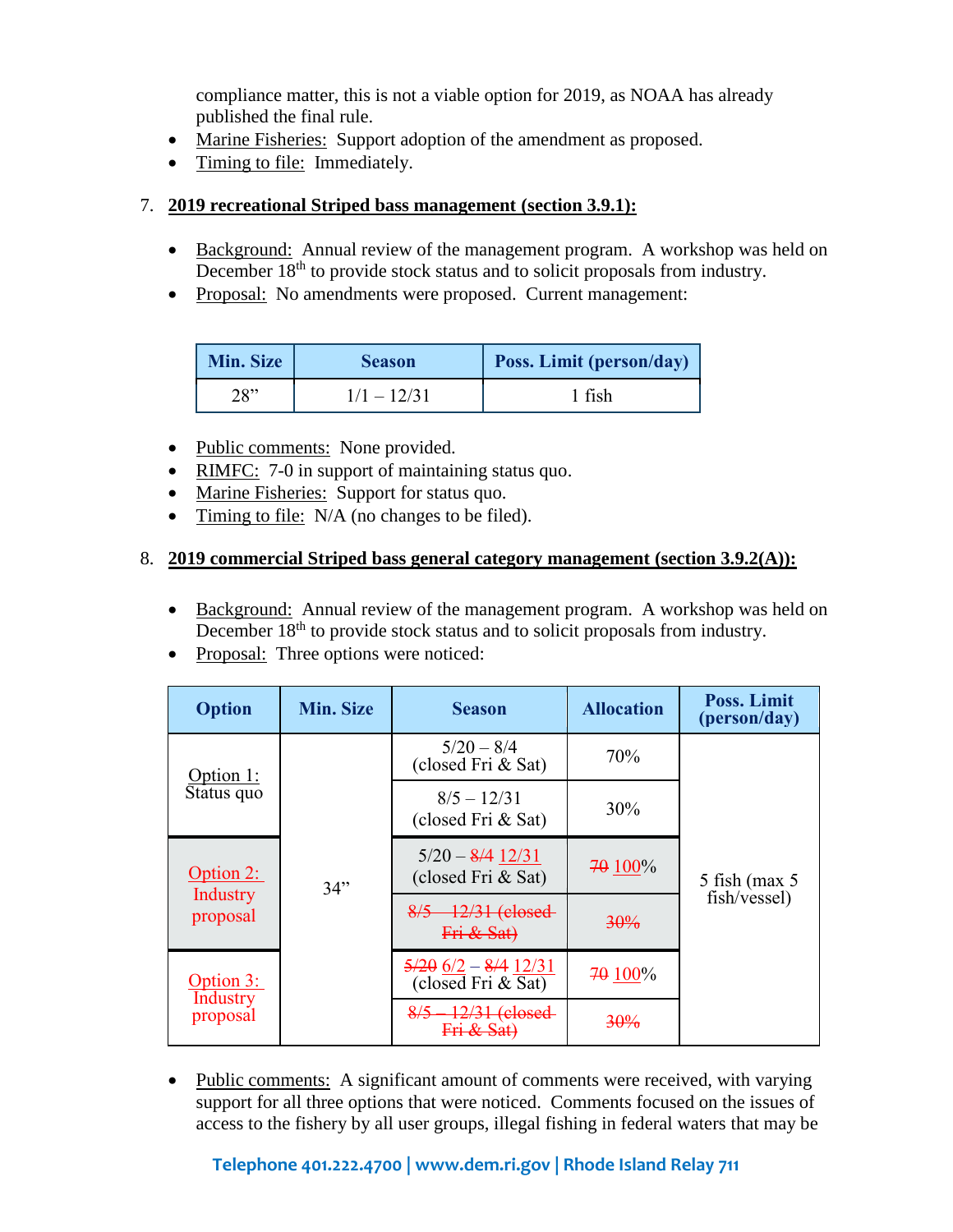compliance matter, this is not a viable option for 2019, as NOAA has already published the final rule.

- Marine Fisheries: Support adoption of the amendment as proposed.
- Timing to file: Immediately.

7. **2019 recreational Striped bass management (section 3.9.1):**

- Background: Annual review of the management program. A workshop was held on December 18th to provide stock status and to solicit proposals from industry.
- Proposal: No amendments were proposed. Current management:

| Min. Size | Season | Poss. Limit (person/day) |
|---|---|---|
| 28" | 1/1 – 12/31 | 1 fish |

- Public comments: None provided.
- RIMFC: 7-0 in support of maintaining status quo.
- Marine Fisheries: Support for status quo.
- Timing to file: N/A (no changes to be filed).

8. **2019 commercial Striped bass general category management (section 3.9.2(A)):**

- Background: Annual review of the management program. A workshop was held on December 18th to provide stock status and to solicit proposals from industry.
- Proposal: Three options were noticed:

| Option | Min. Size | Season | Allocation | Poss. Limit (person/day) |
|---|---|---|---|---|
| Option 1: Status quo | 34" | 5/20 – 8/4 (closed Fri & Sat) | 70% | 5 fish (max 5 fish/vessel) |
| | | 8/5 – 12/31 (closed Fri & Sat) | 30% | |
| Option 2: Industry proposal | | 5/20 – ~~8/4~~ 12/31 (closed Fri & Sat) | ~~70~~ 100% | |
| | | ~~8/5 – 12/31 (closed Fri & Sat)~~ | ~~30%~~ | |
| Option 3: Industry proposal | | ~~5/20~~ 6/2 – ~~8/4~~ 12/31 (closed Fri & Sat) | ~~70~~ 100% | |
| | | ~~8/5 – 12/31 (closed Fri & Sat)~~ | ~~30%~~ | |

- Public comments: A significant amount of comments were received, with varying support for all three options that were noticed. Comments focused on the issues of access to the fishery by all user groups, illegal fishing in federal waters that may be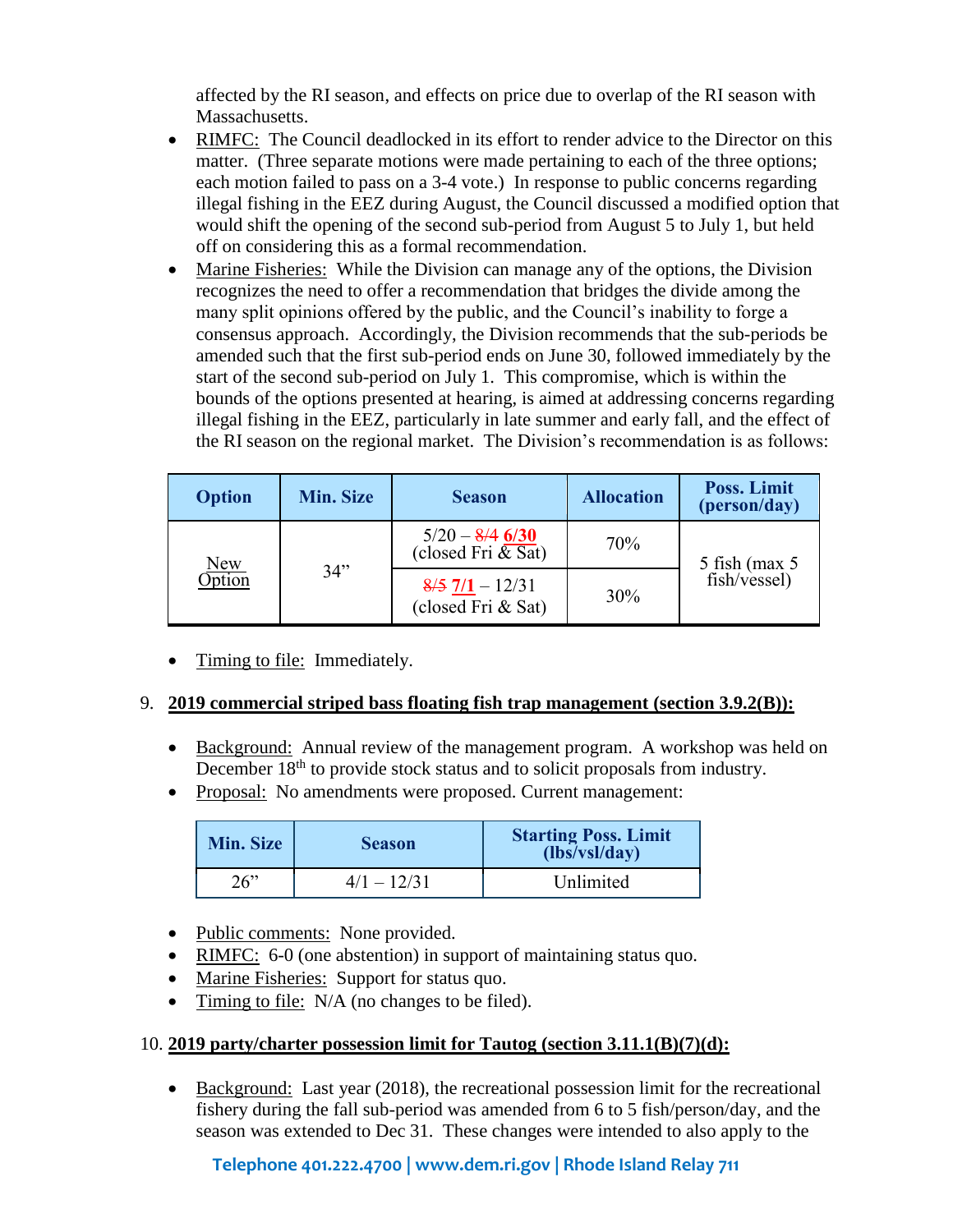affected by the RI season, and effects on price due to overlap of the RI season with Massachusetts.

- RIMFC: The Council deadlocked in its effort to render advice to the Director on this matter. (Three separate motions were made pertaining to each of the three options; each motion failed to pass on a 3-4 vote.) In response to public concerns regarding illegal fishing in the EEZ during August, the Council discussed a modified option that would shift the opening of the second sub-period from August 5 to July 1, but held off on considering this as a formal recommendation.
- Marine Fisheries: While the Division can manage any of the options, the Division recognizes the need to offer a recommendation that bridges the divide among the many split opinions offered by the public, and the Council's inability to forge a consensus approach. Accordingly, the Division recommends that the sub-periods be amended such that the first sub-period ends on June 30, followed immediately by the start of the second sub-period on July 1. This compromise, which is within the bounds of the options presented at hearing, is aimed at addressing concerns regarding illegal fishing in the EEZ, particularly in late summer and early fall, and the effect of the RI season on the regional market. The Division's recommendation is as follows:

| Option | Min. Size | Season | Allocation | Poss. Limit (person/day) |
|---|---|---|---|---|
| New Option | 34" | 5/20 – ~~8/4~~ **6/30** (closed Fri & Sat) | 70% | 5 fish (max 5 fish/vessel) |
| | | ~~8/5~~ **7/1** – 12/31 (closed Fri & Sat) | 30% | |

- Timing to file: Immediately.

9. **2019 commercial striped bass floating fish trap management (section 3.9.2(B)):**

- Background: Annual review of the management program. A workshop was held on December 18th to provide stock status and to solicit proposals from industry.
- Proposal: No amendments were proposed. Current management:

| Min. Size | Season | Starting Poss. Limit (lbs/vsl/day) |
|---|---|---|
| 26" | 4/1 – 12/31 | Unlimited |

- Public comments: None provided.
- RIMFC: 6-0 (one abstention) in support of maintaining status quo.
- Marine Fisheries: Support for status quo.
- Timing to file: N/A (no changes to be filed).

10. **2019 party/charter possession limit for Tautog (section 3.11.1(B)(7)(d):**

- Background: Last year (2018), the recreational possession limit for the recreational fishery during the fall sub-period was amended from 6 to 5 fish/person/day, and the season was extended to Dec 31. These changes were intended to also apply to the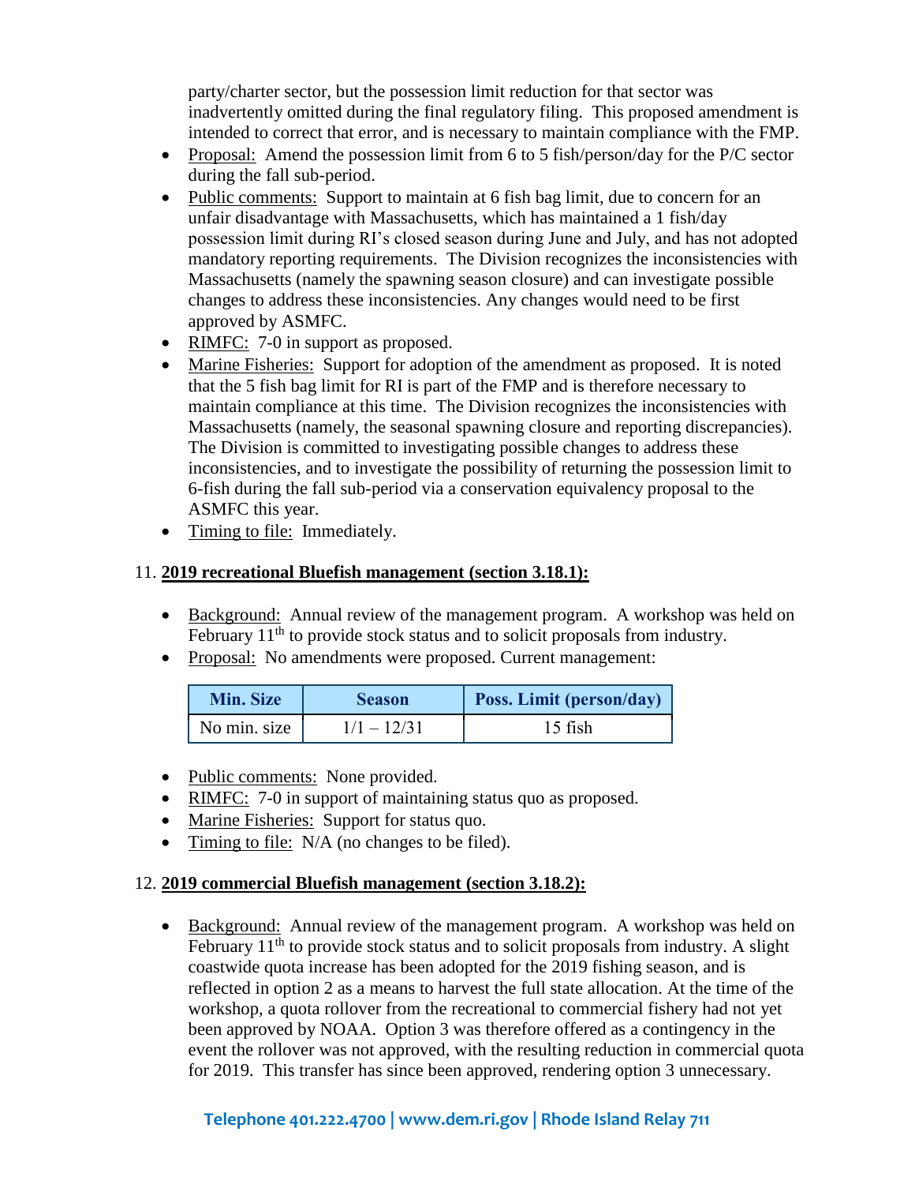party/charter sector, but the possession limit reduction for that sector was inadvertently omitted during the final regulatory filing. This proposed amendment is intended to correct that error, and is necessary to maintain compliance with the FMP.

- Proposal: Amend the possession limit from 6 to 5 fish/person/day for the P/C sector during the fall sub-period.
- Public comments: Support to maintain at 6 fish bag limit, due to concern for an unfair disadvantage with Massachusetts, which has maintained a 1 fish/day possession limit during RI's closed season during June and July, and has not adopted mandatory reporting requirements. The Division recognizes the inconsistencies with Massachusetts (namely the spawning season closure) and can investigate possible changes to address these inconsistencies. Any changes would need to be first approved by ASMFC.
- RIMFC: 7-0 in support as proposed.
- Marine Fisheries: Support for adoption of the amendment as proposed. It is noted that the 5 fish bag limit for RI is part of the FMP and is therefore necessary to maintain compliance at this time. The Division recognizes the inconsistencies with Massachusetts (namely, the seasonal spawning closure and reporting discrepancies). The Division is committed to investigating possible changes to address these inconsistencies, and to investigate the possibility of returning the possession limit to 6-fish during the fall sub-period via a conservation equivalency proposal to the ASMFC this year.
- Timing to file: Immediately.

11. **2019 recreational Bluefish management (section 3.18.1):**

- Background: Annual review of the management program. A workshop was held on February 11th to provide stock status and to solicit proposals from industry.
- Proposal: No amendments were proposed. Current management:

| Min. Size | Season | Poss. Limit (person/day) |
|---|---|---|
| No min. size | 1/1 – 12/31 | 15 fish |

- Public comments: None provided.
- RIMFC: 7-0 in support of maintaining status quo as proposed.
- Marine Fisheries: Support for status quo.
- Timing to file: N/A (no changes to be filed).

12. **2019 commercial Bluefish management (section 3.18.2):**

- Background: Annual review of the management program. A workshop was held on February 11th to provide stock status and to solicit proposals from industry. A slight coastwide quota increase has been adopted for the 2019 fishing season, and is reflected in option 2 as a means to harvest the full state allocation. At the time of the workshop, a quota rollover from the recreational to commercial fishery had not yet been approved by NOAA. Option 3 was therefore offered as a contingency in the event the rollover was not approved, with the resulting reduction in commercial quota for 2019. This transfer has since been approved, rendering option 3 unnecessary.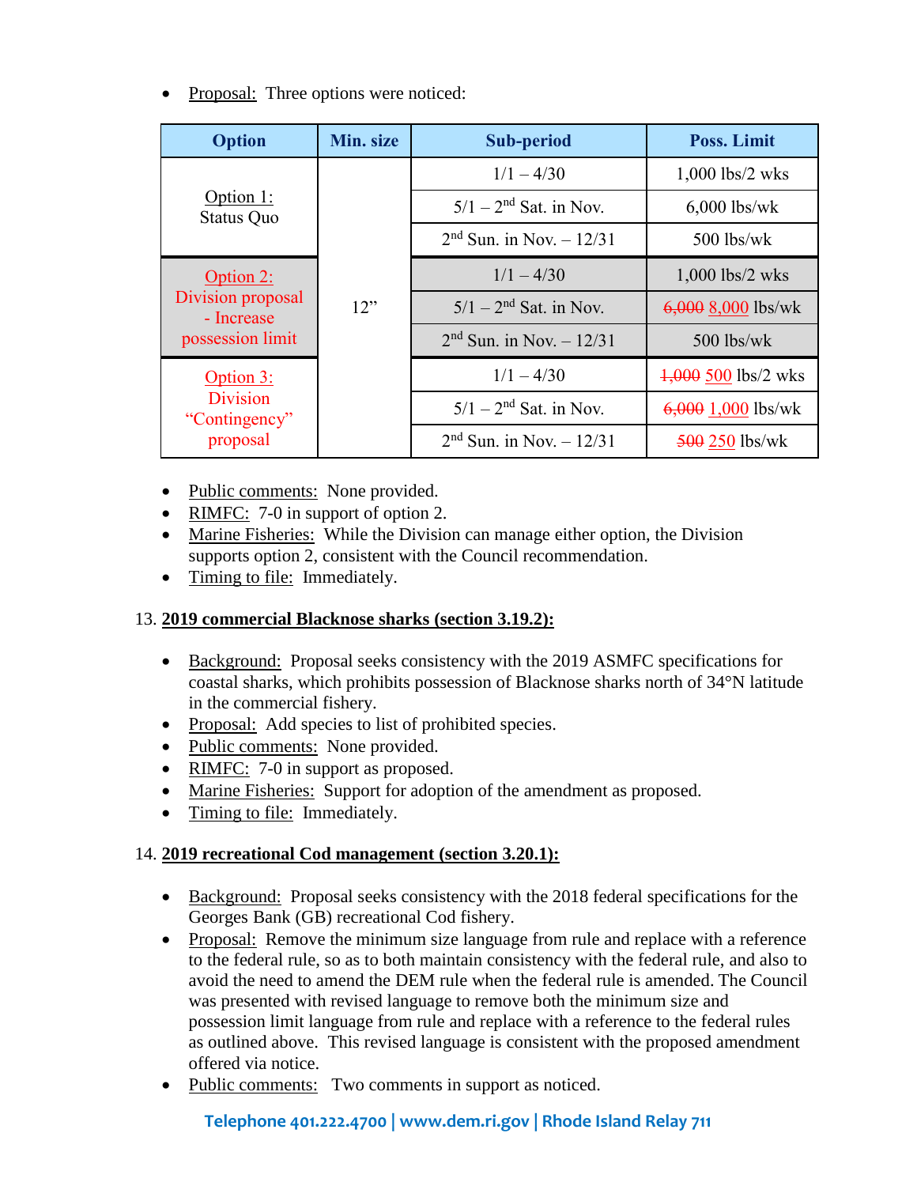- Proposal: Three options were noticed:

| Option | Min. size | Sub-period | Poss. Limit |
|---|---|---|---|
| Option 1: Status Quo | 12" | 1/1 – 4/30 | 1,000 lbs/2 wks |
| | | 5/1 – 2nd Sat. in Nov. | 6,000 lbs/wk |
| | | 2nd Sun. in Nov. – 12/31 | 500 lbs/wk |
| Option 2: Division proposal - Increase possession limit | | 1/1 – 4/30 | 1,000 lbs/2 wks |
| | | 5/1 – 2nd Sat. in Nov. | ~~6,000~~ 8,000 lbs/wk |
| | | 2nd Sun. in Nov. – 12/31 | 500 lbs/wk |
| Option 3: Division "Contingency" proposal | | 1/1 – 4/30 | ~~1,000~~ 500 lbs/2 wks |
| | | 5/1 – 2nd Sat. in Nov. | ~~6,000~~ 1,000 lbs/wk |
| | | 2nd Sun. in Nov. – 12/31 | ~~500~~ 250 lbs/wk |

- Public comments: None provided.
- RIMFC: 7-0 in support of option 2.
- Marine Fisheries: While the Division can manage either option, the Division supports option 2, consistent with the Council recommendation.
- Timing to file: Immediately.

13. **2019 commercial Blacknose sharks (section 3.19.2):**

- Background: Proposal seeks consistency with the 2019 ASMFC specifications for coastal sharks, which prohibits possession of Blacknose sharks north of 34°N latitude in the commercial fishery.
- Proposal: Add species to list of prohibited species.
- Public comments: None provided.
- RIMFC: 7-0 in support as proposed.
- Marine Fisheries: Support for adoption of the amendment as proposed.
- Timing to file: Immediately.

14. **2019 recreational Cod management (section 3.20.1):**

- Background: Proposal seeks consistency with the 2018 federal specifications for the Georges Bank (GB) recreational Cod fishery.
- Proposal: Remove the minimum size language from rule and replace with a reference to the federal rule, so as to both maintain consistency with the federal rule, and also to avoid the need to amend the DEM rule when the federal rule is amended. The Council was presented with revised language to remove both the minimum size and possession limit language from rule and replace with a reference to the federal rules as outlined above. This revised language is consistent with the proposed amendment offered via notice.
- Public comments: Two comments in support as noticed.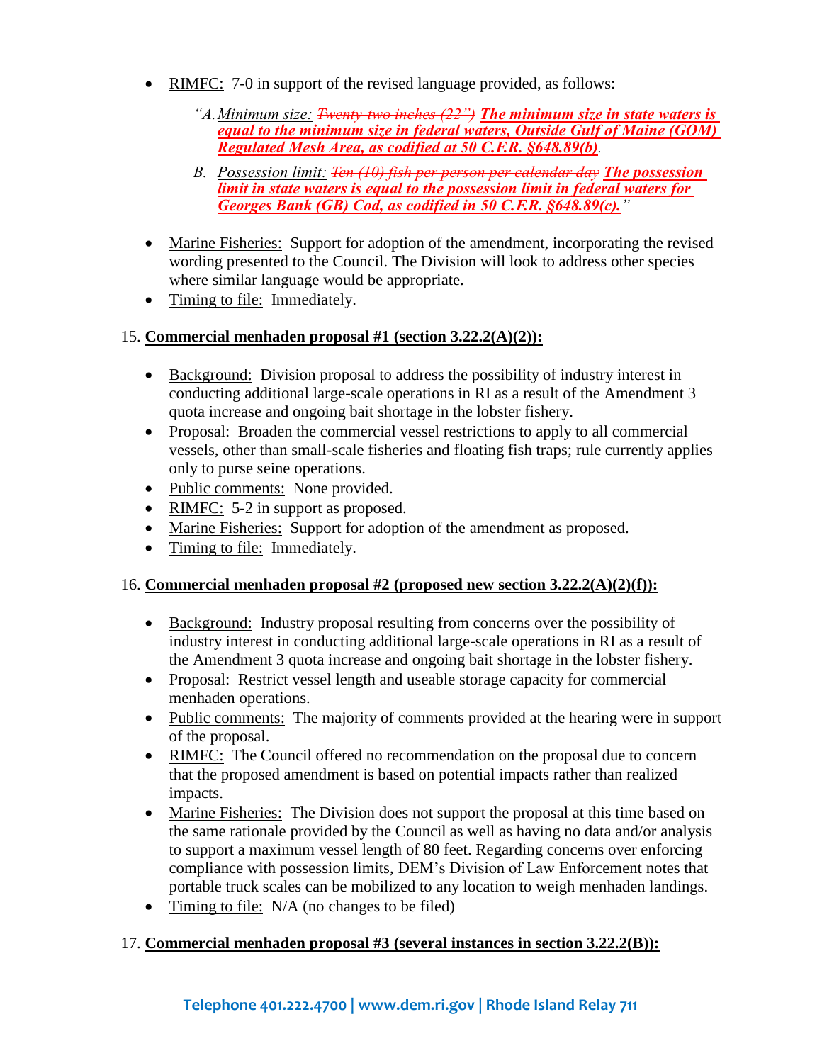- RIMFC: 7-0 in support of the revised language provided, as follows:

  *"A. Minimum size:* ~~*Twenty-two inches (22")*~~ ***The minimum size in state waters is equal to the minimum size in federal waters, Outside Gulf of Maine (GOM) Regulated Mesh Area, as codified at 50 C.F.R. §648.89(b)***.

  *B. Possession limit:* ~~*Ten (10) fish per person per calendar day*~~ ***The possession limit in state waters is equal to the possession limit in federal waters for Georges Bank (GB) Cod, as codified in 50 C.F.R. §648.89(c).***"

- Marine Fisheries: Support for adoption of the amendment, incorporating the revised wording presented to the Council. The Division will look to address other species where similar language would be appropriate.
- Timing to file: Immediately.

15. **Commercial menhaden proposal #1 (section 3.22.2(A)(2)):**

- Background: Division proposal to address the possibility of industry interest in conducting additional large-scale operations in RI as a result of the Amendment 3 quota increase and ongoing bait shortage in the lobster fishery.
- Proposal: Broaden the commercial vessel restrictions to apply to all commercial vessels, other than small-scale fisheries and floating fish traps; rule currently applies only to purse seine operations.
- Public comments: None provided.
- RIMFC: 5-2 in support as proposed.
- Marine Fisheries: Support for adoption of the amendment as proposed.
- Timing to file: Immediately.

16. **Commercial menhaden proposal #2 (proposed new section 3.22.2(A)(2)(f)):**

- Background: Industry proposal resulting from concerns over the possibility of industry interest in conducting additional large-scale operations in RI as a result of the Amendment 3 quota increase and ongoing bait shortage in the lobster fishery.
- Proposal: Restrict vessel length and useable storage capacity for commercial menhaden operations.
- Public comments: The majority of comments provided at the hearing were in support of the proposal.
- RIMFC: The Council offered no recommendation on the proposal due to concern that the proposed amendment is based on potential impacts rather than realized impacts.
- Marine Fisheries: The Division does not support the proposal at this time based on the same rationale provided by the Council as well as having no data and/or analysis to support a maximum vessel length of 80 feet. Regarding concerns over enforcing compliance with possession limits, DEM's Division of Law Enforcement notes that portable truck scales can be mobilized to any location to weigh menhaden landings.
- Timing to file: N/A (no changes to be filed)

17. **Commercial menhaden proposal #3 (several instances in section 3.22.2(B)):**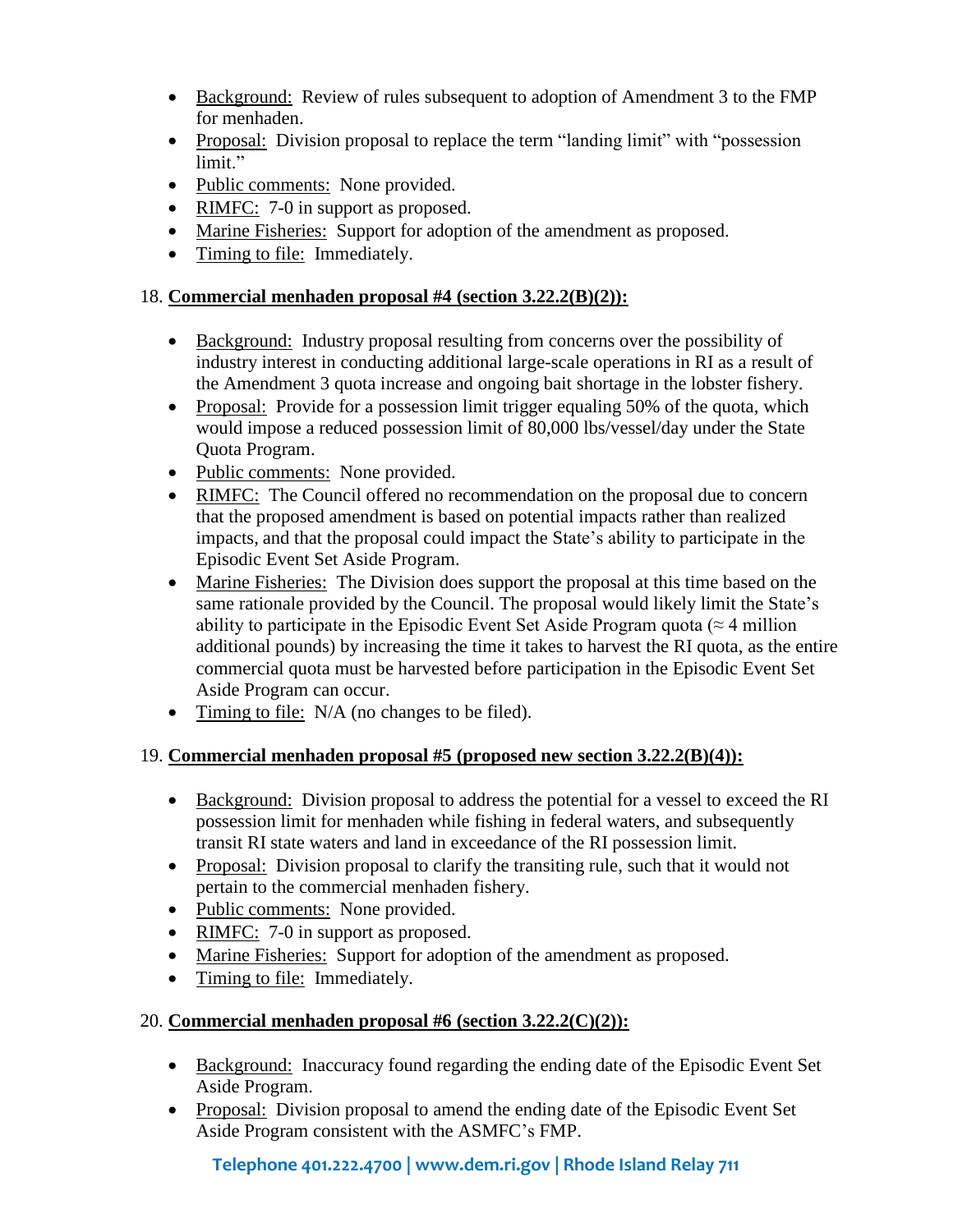- Background: Review of rules subsequent to adoption of Amendment 3 to the FMP for menhaden.
- Proposal: Division proposal to replace the term "landing limit" with "possession limit."
- Public comments: None provided.
- RIMFC: 7-0 in support as proposed.
- Marine Fisheries: Support for adoption of the amendment as proposed.
- Timing to file: Immediately.

18. **Commercial menhaden proposal #4 (section 3.22.2(B)(2)):**

- Background: Industry proposal resulting from concerns over the possibility of industry interest in conducting additional large-scale operations in RI as a result of the Amendment 3 quota increase and ongoing bait shortage in the lobster fishery.
- Proposal: Provide for a possession limit trigger equaling 50% of the quota, which would impose a reduced possession limit of 80,000 lbs/vessel/day under the State Quota Program.
- Public comments: None provided.
- RIMFC: The Council offered no recommendation on the proposal due to concern that the proposed amendment is based on potential impacts rather than realized impacts, and that the proposal could impact the State's ability to participate in the Episodic Event Set Aside Program.
- Marine Fisheries: The Division does support the proposal at this time based on the same rationale provided by the Council. The proposal would likely limit the State's ability to participate in the Episodic Event Set Aside Program quota (≈ 4 million additional pounds) by increasing the time it takes to harvest the RI quota, as the entire commercial quota must be harvested before participation in the Episodic Event Set Aside Program can occur.
- Timing to file: N/A (no changes to be filed).

19. **Commercial menhaden proposal #5 (proposed new section 3.22.2(B)(4)):**

- Background: Division proposal to address the potential for a vessel to exceed the RI possession limit for menhaden while fishing in federal waters, and subsequently transit RI state waters and land in exceedance of the RI possession limit.
- Proposal: Division proposal to clarify the transiting rule, such that it would not pertain to the commercial menhaden fishery.
- Public comments: None provided.
- RIMFC: 7-0 in support as proposed.
- Marine Fisheries: Support for adoption of the amendment as proposed.
- Timing to file: Immediately.

20. **Commercial menhaden proposal #6 (section 3.22.2(C)(2)):**

- Background: Inaccuracy found regarding the ending date of the Episodic Event Set Aside Program.
- Proposal: Division proposal to amend the ending date of the Episodic Event Set Aside Program consistent with the ASMFC's FMP.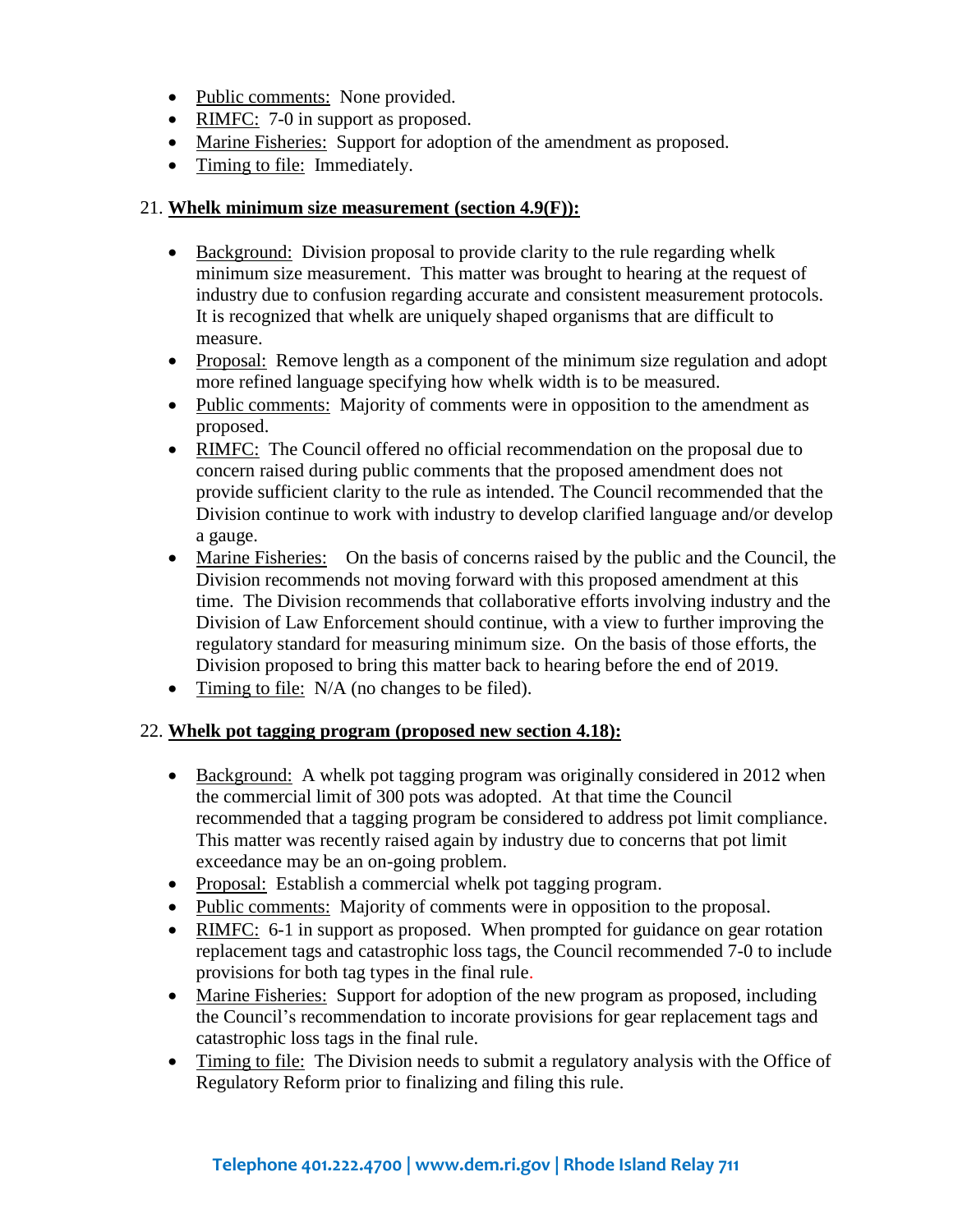- Public comments: None provided.
- RIMFC: 7-0 in support as proposed.
- Marine Fisheries: Support for adoption of the amendment as proposed.
- Timing to file: Immediately.

21. **Whelk minimum size measurement (section 4.9(F)):**

- Background: Division proposal to provide clarity to the rule regarding whelk minimum size measurement. This matter was brought to hearing at the request of industry due to confusion regarding accurate and consistent measurement protocols. It is recognized that whelk are uniquely shaped organisms that are difficult to measure.
- Proposal: Remove length as a component of the minimum size regulation and adopt more refined language specifying how whelk width is to be measured.
- Public comments: Majority of comments were in opposition to the amendment as proposed.
- RIMFC: The Council offered no official recommendation on the proposal due to concern raised during public comments that the proposed amendment does not provide sufficient clarity to the rule as intended. The Council recommended that the Division continue to work with industry to develop clarified language and/or develop a gauge.
- Marine Fisheries: On the basis of concerns raised by the public and the Council, the Division recommends not moving forward with this proposed amendment at this time. The Division recommends that collaborative efforts involving industry and the Division of Law Enforcement should continue, with a view to further improving the regulatory standard for measuring minimum size. On the basis of those efforts, the Division proposed to bring this matter back to hearing before the end of 2019.
- Timing to file: N/A (no changes to be filed).

22. **Whelk pot tagging program (proposed new section 4.18):**

- Background: A whelk pot tagging program was originally considered in 2012 when the commercial limit of 300 pots was adopted. At that time the Council recommended that a tagging program be considered to address pot limit compliance. This matter was recently raised again by industry due to concerns that pot limit exceedance may be an on-going problem.
- Proposal: Establish a commercial whelk pot tagging program.
- Public comments: Majority of comments were in opposition to the proposal.
- RIMFC: 6-1 in support as proposed. When prompted for guidance on gear rotation replacement tags and catastrophic loss tags, the Council recommended 7-0 to include provisions for both tag types in the final rule.
- Marine Fisheries: Support for adoption of the new program as proposed, including the Council's recommendation to incorate provisions for gear replacement tags and catastrophic loss tags in the final rule.
- Timing to file: The Division needs to submit a regulatory analysis with the Office of Regulatory Reform prior to finalizing and filing this rule.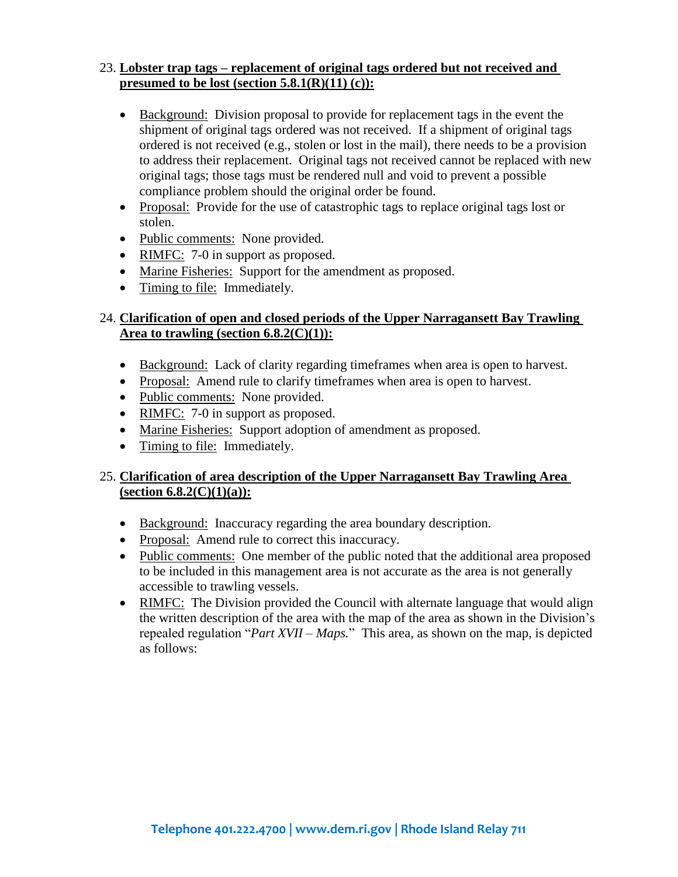23. **Lobster trap tags – replacement of original tags ordered but not received and presumed to be lost (section 5.8.1(R)(11) (c)):**

- Background: Division proposal to provide for replacement tags in the event the shipment of original tags ordered was not received. If a shipment of original tags ordered is not received (e.g., stolen or lost in the mail), there needs to be a provision to address their replacement. Original tags not received cannot be replaced with new original tags; those tags must be rendered null and void to prevent a possible compliance problem should the original order be found.
- Proposal: Provide for the use of catastrophic tags to replace original tags lost or stolen.
- Public comments: None provided.
- RIMFC: 7-0 in support as proposed.
- Marine Fisheries: Support for the amendment as proposed.
- Timing to file: Immediately.

24. **Clarification of open and closed periods of the Upper Narragansett Bay Trawling Area to trawling (section 6.8.2(C)(1)):**

- Background: Lack of clarity regarding timeframes when area is open to harvest.
- Proposal: Amend rule to clarify timeframes when area is open to harvest.
- Public comments: None provided.
- RIMFC: 7-0 in support as proposed.
- Marine Fisheries: Support adoption of amendment as proposed.
- Timing to file: Immediately.

25. **Clarification of area description of the Upper Narragansett Bay Trawling Area (section 6.8.2(C)(1)(a)):**

- Background: Inaccuracy regarding the area boundary description.
- Proposal: Amend rule to correct this inaccuracy.
- Public comments: One member of the public noted that the additional area proposed to be included in this management area is not accurate as the area is not generally accessible to trawling vessels.
- RIMFC: The Division provided the Council with alternate language that would align the written description of the area with the map of the area as shown in the Division's repealed regulation "*Part XVII – Maps.*" This area, as shown on the map, is depicted as follows: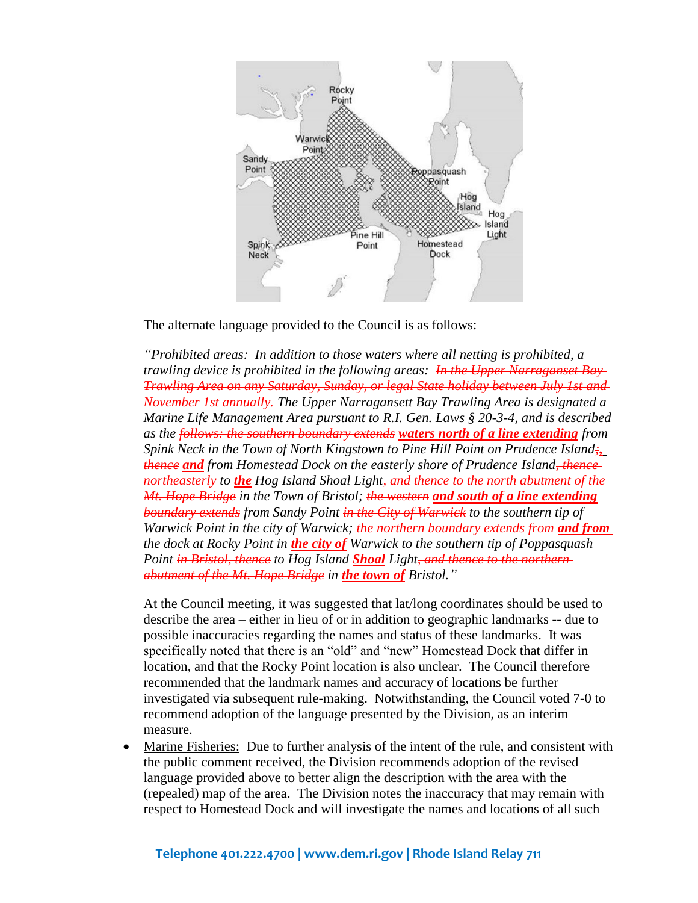The alternate language provided to the Council is as follows:

*"Prohibited areas: In addition to those waters where all netting is prohibited, a trawling device is prohibited in the following areas: ~~In the Upper Narragansett Bay Trawling Area on any Saturday, Sunday, or legal State holiday between July 1st and November 1st annually.~~ The Upper Narragansett Bay Trawling Area is designated a Marine Life Management Area pursuant to R.I. Gen. Laws § 20-3-4, and is described as the ~~follows: the southern boundary extends~~ **waters north of a line extending** from Spink Neck in the Town of North Kingstown to Pine Hill Point on Prudence Island~~;~~, ~~thence~~ **and** from Homestead Dock on the easterly shore of Prudence Island~~, thence northeasterly~~ to **the** Hog Island Shoal Light~~, and thence to the north abutment of the Mt. Hope Bridge~~ in the Town of Bristol; ~~the western~~ **and south of a line extending** ~~boundary extends~~ from Sandy Point ~~in the City of Warwick~~ to the southern tip of Warwick Point in the city of Warwick; ~~the northern boundary extends from~~ **and from** the dock at Rocky Point in **the city of** Warwick to the southern tip of Poppasquash Point ~~in Bristol, thence~~ to Hog Island **Shoal** Light~~, and thence to the northern abutment of the Mt. Hope Bridge~~ in **the town of** Bristol."*

At the Council meeting, it was suggested that lat/long coordinates should be used to describe the area – either in lieu of or in addition to geographic landmarks -- due to possible inaccuracies regarding the names and status of these landmarks. It was specifically noted that there is an "old" and "new" Homestead Dock that differ in location, and that the Rocky Point location is also unclear. The Council therefore recommended that the landmark names and accuracy of locations be further investigated via subsequent rule-making. Notwithstanding, the Council voted 7-0 to recommend adoption of the language presented by the Division, as an interim measure.

- Marine Fisheries: Due to further analysis of the intent of the rule, and consistent with the public comment received, the Division recommends adoption of the revised language provided above to better align the description with the area with the (repealed) map of the area. The Division notes the inaccuracy that may remain with respect to Homestead Dock and will investigate the names and locations of all such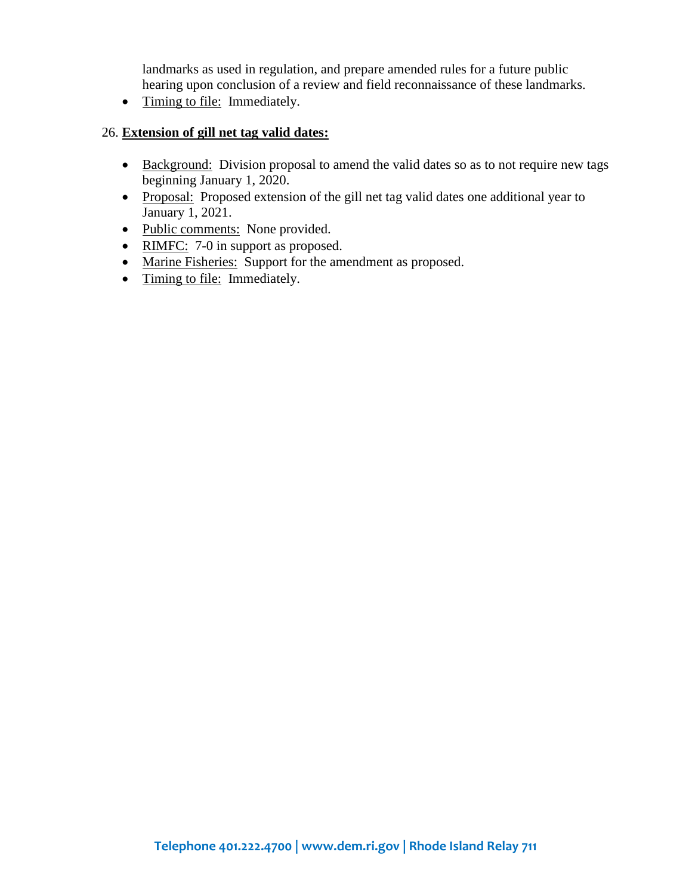landmarks as used in regulation, and prepare amended rules for a future public hearing upon conclusion of a review and field reconnaissance of these landmarks.

- Timing to file: Immediately.

26. **Extension of gill net tag valid dates:**

- Background: Division proposal to amend the valid dates so as to not require new tags beginning January 1, 2020.
- Proposal: Proposed extension of the gill net tag valid dates one additional year to January 1, 2021.
- Public comments: None provided.
- RIMFC: 7-0 in support as proposed.
- Marine Fisheries: Support for the amendment as proposed.
- Timing to file: Immediately.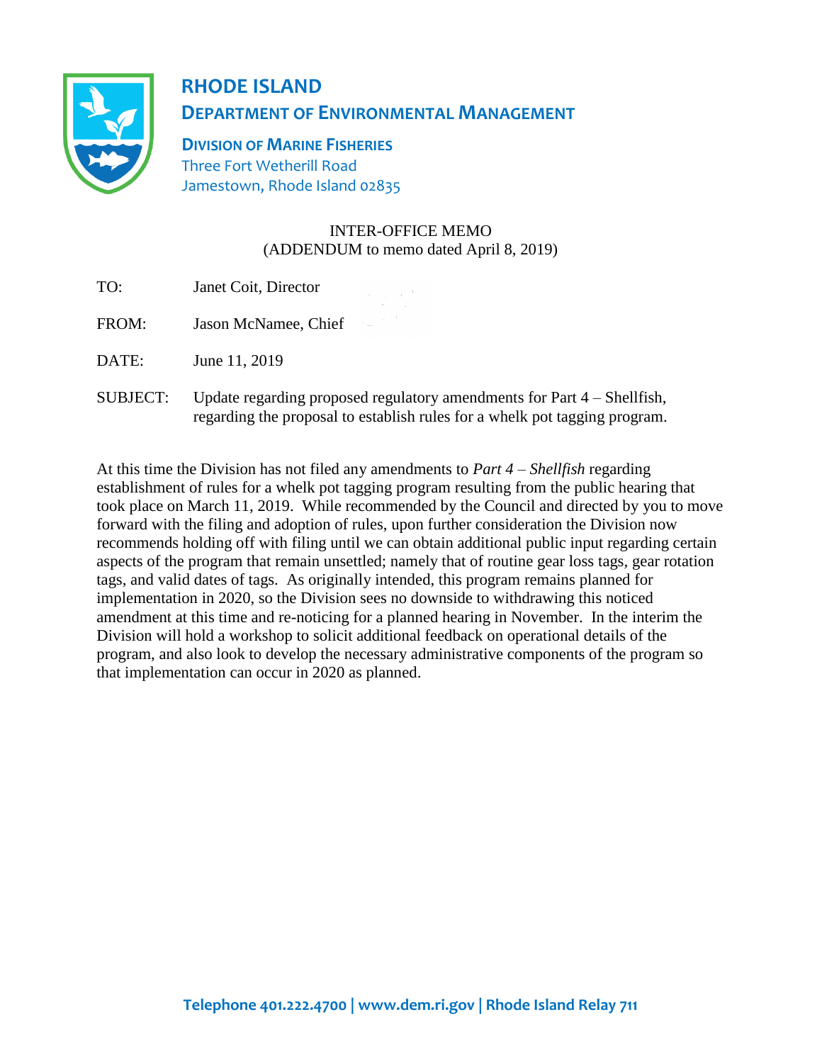# RHODE ISLAND

## DEPARTMENT OF ENVIRONMENTAL MANAGEMENT

### DIVISION OF MARINE FISHERIES

Three Fort Wetherill Road
Jamestown, Rhode Island 02835

INTER-OFFICE MEMO
(ADDENDUM to memo dated April 8, 2019)

TO: Janet Coit, Director

FROM: Jason McNamee, Chief

DATE: June 11, 2019

SUBJECT: Update regarding proposed regulatory amendments for Part 4 – Shellfish, regarding the proposal to establish rules for a whelk pot tagging program.

At this time the Division has not filed any amendments to *Part 4 – Shellfish* regarding establishment of rules for a whelk pot tagging program resulting from the public hearing that took place on March 11, 2019. While recommended by the Council and directed by you to move forward with the filing and adoption of rules, upon further consideration the Division now recommends holding off with filing until we can obtain additional public input regarding certain aspects of the program that remain unsettled; namely that of routine gear loss tags, gear rotation tags, and valid dates of tags. As originally intended, this program remains planned for implementation in 2020, so the Division sees no downside to withdrawing this noticed amendment at this time and re-noticing for a planned hearing in November. In the interim the Division will hold a workshop to solicit additional feedback on operational details of the program, and also look to develop the necessary administrative components of the program so that implementation can occur in 2020 as planned.

Telephone 401.222.4700 | www.dem.ri.gov | Rhode Island Relay 711